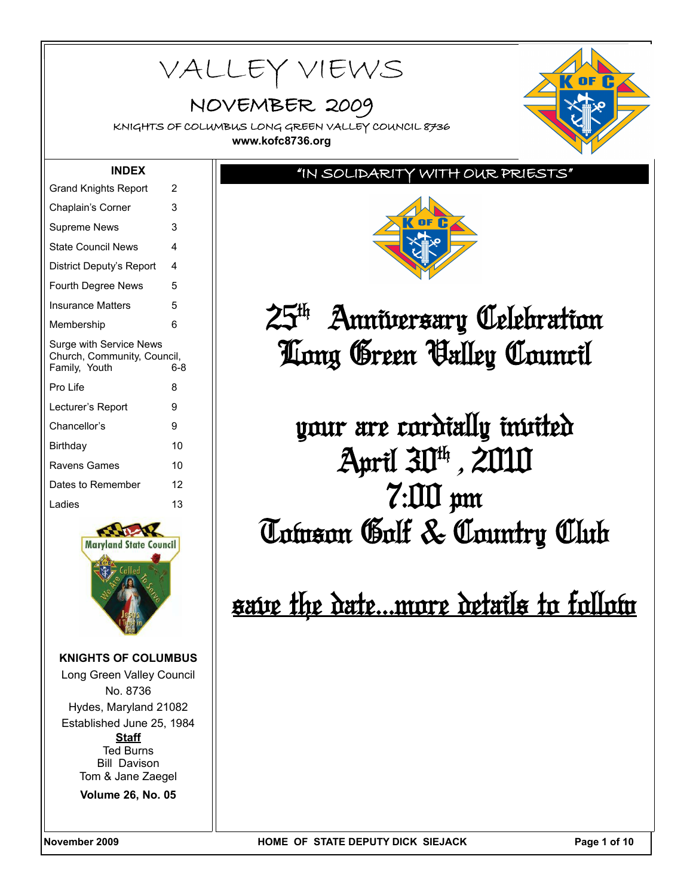# VALLEY VIEWS

## NOVEMBER 2009

KNIGHTS OF COLUMBUS LONG GREEN VALLEY COUNCIL 8736

**www.kofc8736.org**

**INDEX**

| | |
|---|---|
| Grand Knights Report | 2 |
| Chaplain's Corner | 3 |
| Supreme News | 3 |
| State Council News | 4 |
| District Deputy's Report | 4 |
| Fourth Degree News | 5 |
| Insurance Matters | 5 |
| Membership | 6 |
| Surge with Service News Church, Community, Council, Family, Youth | 6-8 |
| Pro Life | 8 |
| Lecturer's Report | 9 |
| Chancellor's | 9 |
| Birthday | 10 |
| Ravens Games | 10 |
| Dates to Remember | 12 |
| Ladies | 13 |

**KNIGHTS OF COLUMBUS**

Long Green Valley Council
No. 8736
Hydes, Maryland 21082
Established June 25, 1984

**Staff**

Ted Burns
Bill Davison
Tom & Jane Zaegel

**Volume 26, No. 05**

"IN SOLIDARITY WITH OUR PRIESTS"

# 25th Anniversary Celebration Long Green Valley Council

your are cordially invited

April 30th, 2010

7:00 pm

Towson Golf & Country Club

save the date...more details to follow

HOME OF STATE DEPUTY DICK SIEJACK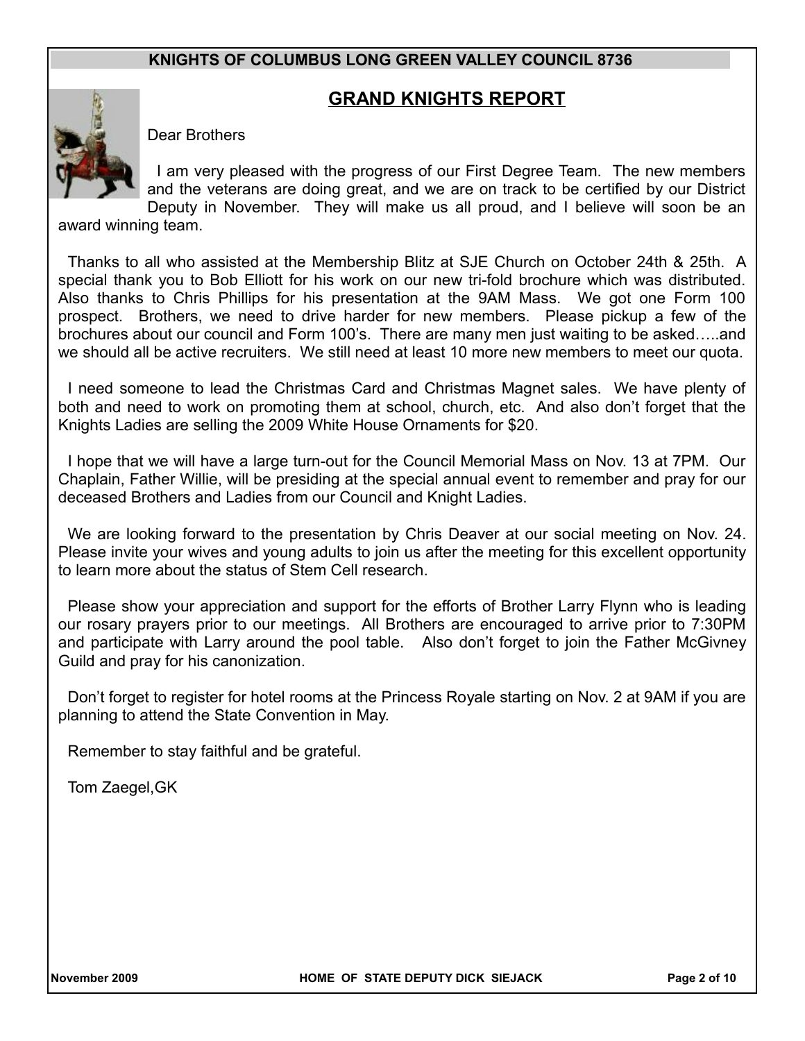## GRAND KNIGHTS REPORT

Dear Brothers

I am very pleased with the progress of our First Degree Team. The new members and the veterans are doing great, and we are on track to be certified by our District Deputy in November. They will make us all proud, and I believe will soon be an award winning team.

Thanks to all who assisted at the Membership Blitz at SJE Church on October 24th & 25th. A special thank you to Bob Elliott for his work on our new tri-fold brochure which was distributed. Also thanks to Chris Phillips for his presentation at the 9AM Mass. We got one Form 100 prospect. Brothers, we need to drive harder for new members. Please pickup a few of the brochures about our council and Form 100's. There are many men just waiting to be asked…..and we should all be active recruiters. We still need at least 10 more new members to meet our quota.

I need someone to lead the Christmas Card and Christmas Magnet sales. We have plenty of both and need to work on promoting them at school, church, etc. And also don't forget that the Knights Ladies are selling the 2009 White House Ornaments for $20.

I hope that we will have a large turn-out for the Council Memorial Mass on Nov. 13 at 7PM. Our Chaplain, Father Willie, will be presiding at the special annual event to remember and pray for our deceased Brothers and Ladies from our Council and Knight Ladies.

We are looking forward to the presentation by Chris Deaver at our social meeting on Nov. 24. Please invite your wives and young adults to join us after the meeting for this excellent opportunity to learn more about the status of Stem Cell research.

Please show your appreciation and support for the efforts of Brother Larry Flynn who is leading our rosary prayers prior to our meetings. All Brothers are encouraged to arrive prior to 7:30PM and participate with Larry around the pool table. Also don't forget to join the Father McGivney Guild and pray for his canonization.

Don't forget to register for hotel rooms at the Princess Royale starting on Nov. 2 at 9AM if you are planning to attend the State Convention in May.

Remember to stay faithful and be grateful.

Tom Zaegel,GK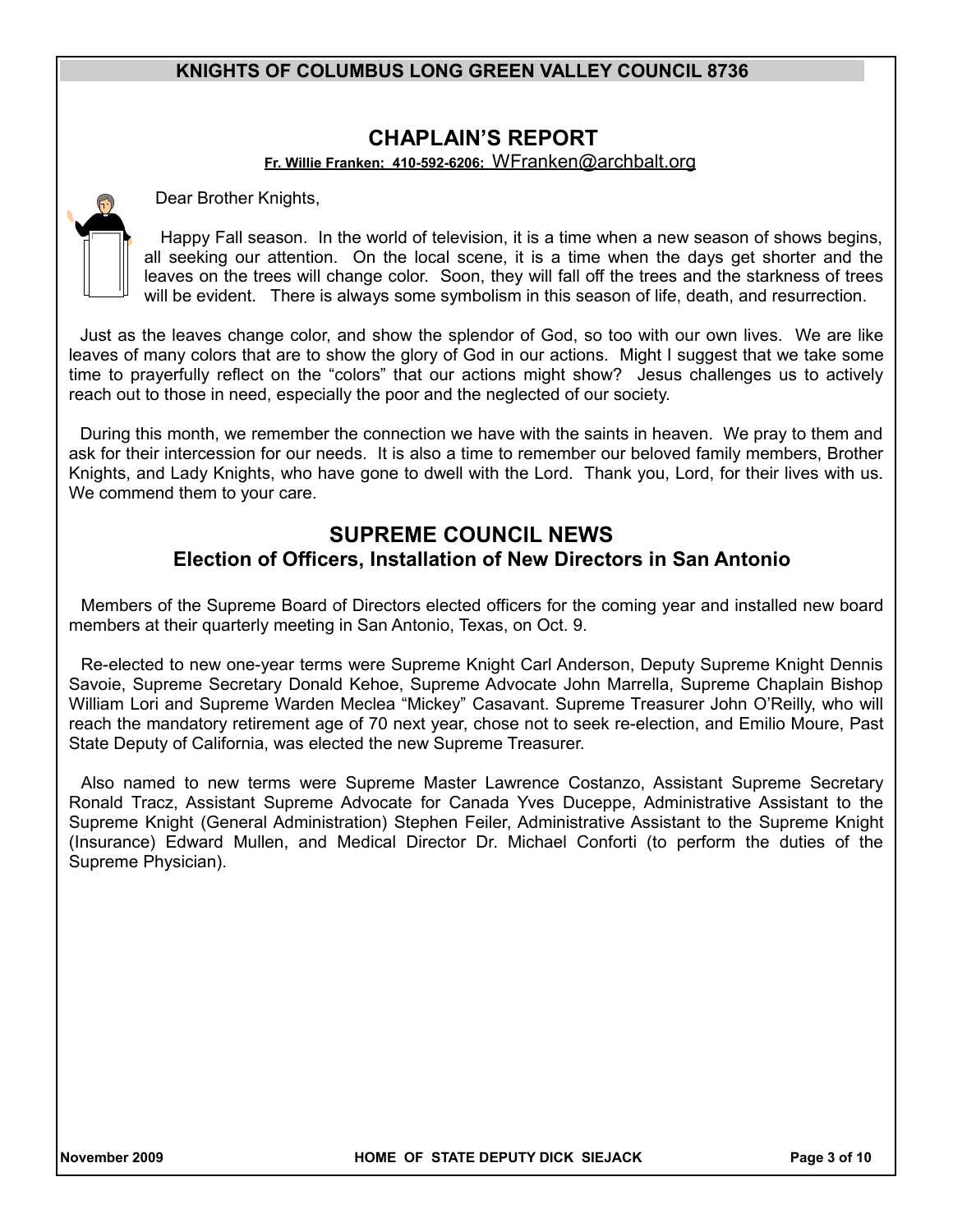## CHAPLAIN'S REPORT

**Fr. Willie Franken; 410-592-6206;** WFranken@archbalt.org

Dear Brother Knights,

Happy Fall season. In the world of television, it is a time when a new season of shows begins, all seeking our attention. On the local scene, it is a time when the days get shorter and the leaves on the trees will change color. Soon, they will fall off the trees and the starkness of trees will be evident. There is always some symbolism in this season of life, death, and resurrection.

Just as the leaves change color, and show the splendor of God, so too with our own lives. We are like leaves of many colors that are to show the glory of God in our actions. Might I suggest that we take some time to prayerfully reflect on the "colors" that our actions might show? Jesus challenges us to actively reach out to those in need, especially the poor and the neglected of our society.

During this month, we remember the connection we have with the saints in heaven. We pray to them and ask for their intercession for our needs. It is also a time to remember our beloved family members, Brother Knights, and Lady Knights, who have gone to dwell with the Lord. Thank you, Lord, for their lives with us. We commend them to your care.

## SUPREME COUNCIL NEWS

### Election of Officers, Installation of New Directors in San Antonio

Members of the Supreme Board of Directors elected officers for the coming year and installed new board members at their quarterly meeting in San Antonio, Texas, on Oct. 9.

Re-elected to new one-year terms were Supreme Knight Carl Anderson, Deputy Supreme Knight Dennis Savoie, Supreme Secretary Donald Kehoe, Supreme Advocate John Marrella, Supreme Chaplain Bishop William Lori and Supreme Warden Meclea "Mickey" Casavant. Supreme Treasurer John O'Reilly, who will reach the mandatory retirement age of 70 next year, chose not to seek re-election, and Emilio Moure, Past State Deputy of California, was elected the new Supreme Treasurer.

Also named to new terms were Supreme Master Lawrence Costanzo, Assistant Supreme Secretary Ronald Tracz, Assistant Supreme Advocate for Canada Yves Duceppe, Administrative Assistant to the Supreme Knight (General Administration) Stephen Feiler, Administrative Assistant to the Supreme Knight (Insurance) Edward Mullen, and Medical Director Dr. Michael Conforti (to perform the duties of the Supreme Physician).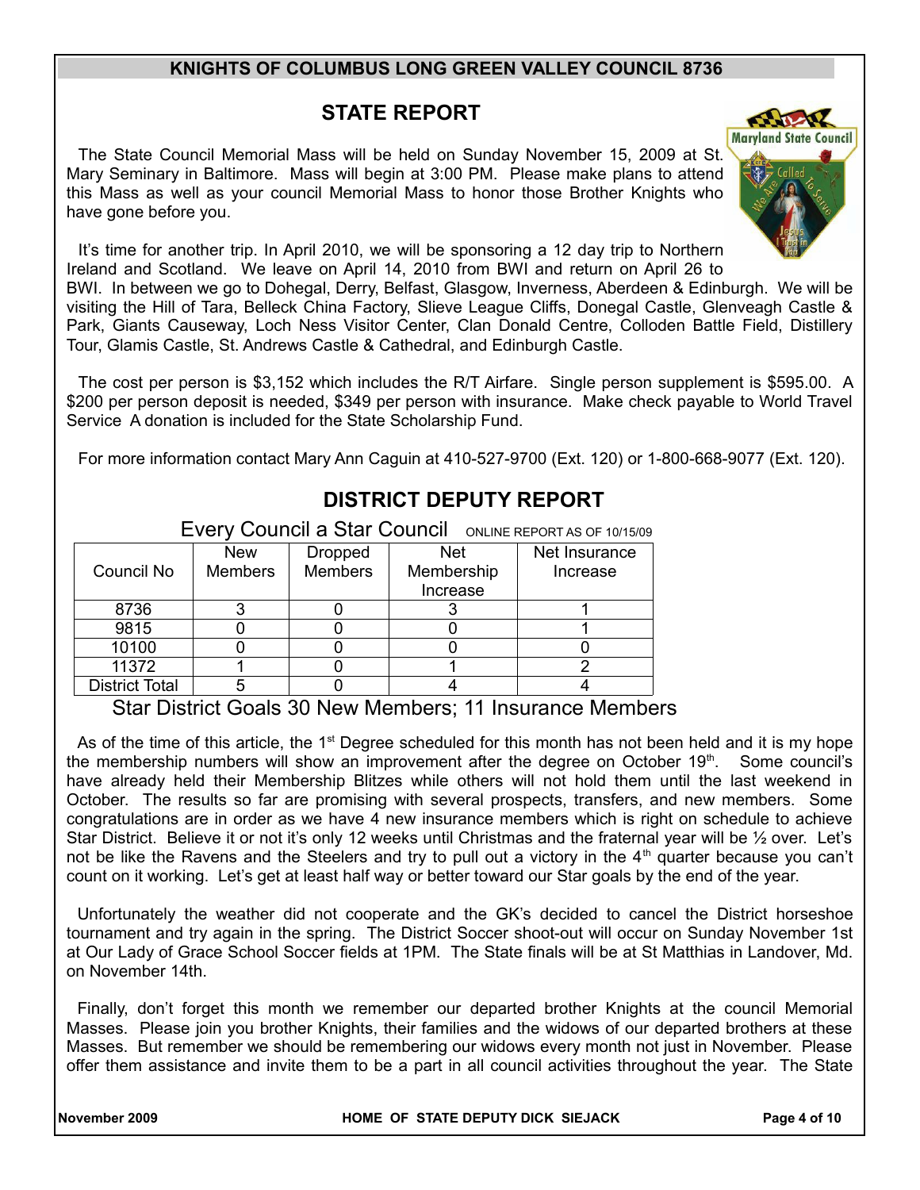**KNIGHTS OF COLUMBUS LONG GREEN VALLEY COUNCIL 8736**

## STATE REPORT

The State Council Memorial Mass will be held on Sunday November 15, 2009 at St. Mary Seminary in Baltimore. Mass will begin at 3:00 PM. Please make plans to attend this Mass as well as your council Memorial Mass to honor those Brother Knights who have gone before you.

It's time for another trip. In April 2010, we will be sponsoring a 12 day trip to Northern Ireland and Scotland. We leave on April 14, 2010 from BWI and return on April 26 to BWI. In between we go to Dohegal, Derry, Belfast, Glasgow, Inverness, Aberdeen & Edinburgh. We will be visiting the Hill of Tara, Belleck China Factory, Slieve League Cliffs, Donegal Castle, Glenveagh Castle & Park, Giants Causeway, Loch Ness Visitor Center, Clan Donald Centre, Colloden Battle Field, Distillery Tour, Glamis Castle, St. Andrews Castle & Cathedral, and Edinburgh Castle.

The cost per person is $3,152 which includes the R/T Airfare. Single person supplement is $595.00. A $200 per person deposit is needed, $349 per person with insurance. Make check payable to World Travel Service A donation is included for the State Scholarship Fund.

For more information contact Mary Ann Caguin at 410-527-9700 (Ext. 120) or 1-800-668-9077 (Ext. 120).

## DISTRICT DEPUTY REPORT

Every Council a Star Council ONLINE REPORT AS OF 10/15/09

| Council No | New Members | Dropped Members | Net Membership Increase | Net Insurance Increase |
|---|---|---|---|---|
| 8736 | 3 | 0 | 3 | 1 |
| 9815 | 0 | 0 | 0 | 1 |
| 10100 | 0 | 0 | 0 | 0 |
| 11372 | 1 | 0 | 1 | 2 |
| District Total | 5 | 0 | 4 | 4 |

Star District Goals 30 New Members; 11 Insurance Members

As of the time of this article, the 1st Degree scheduled for this month has not been held and it is my hope the membership numbers will show an improvement after the degree on October 19th. Some council's have already held their Membership Blitzes while others will not hold them until the last weekend in October. The results so far are promising with several prospects, transfers, and new members. Some congratulations are in order as we have 4 new insurance members which is right on schedule to achieve Star District. Believe it or not it's only 12 weeks until Christmas and the fraternal year will be ½ over. Let's not be like the Ravens and the Steelers and try to pull out a victory in the 4th quarter because you can't count on it working. Let's get at least half way or better toward our Star goals by the end of the year.

Unfortunately the weather did not cooperate and the GK's decided to cancel the District horseshoe tournament and try again in the spring. The District Soccer shoot-out will occur on Sunday November 1st at Our Lady of Grace School Soccer fields at 1PM. The State finals will be at St Matthias in Landover, Md. on November 14th.

Finally, don't forget this month we remember our departed brother Knights at the council Memorial Masses. Please join you brother Knights, their families and the widows of our departed brothers at these Masses. But remember we should be remembering our widows every month not just in November. Please offer them assistance and invite them to be a part in all council activities throughout the year. The State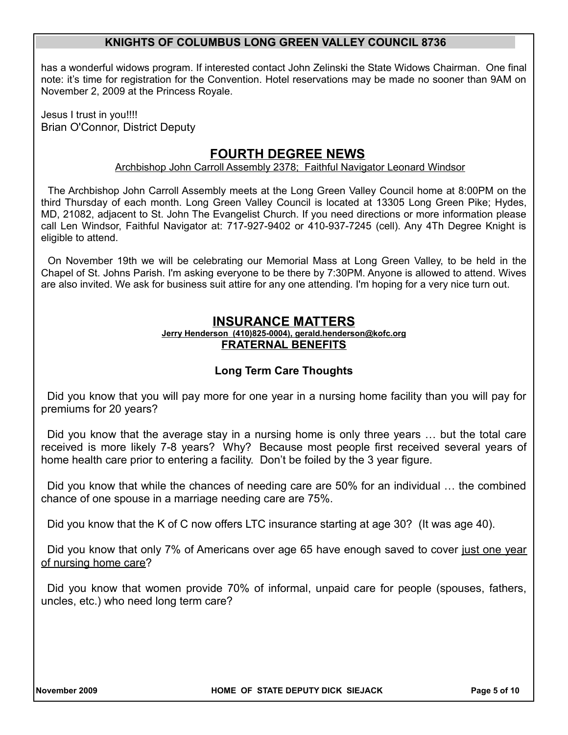has a wonderful widows program. If interested contact John Zelinski the State Widows Chairman. One final note: it's time for registration for the Convention. Hotel reservations may be made no sooner than 9AM on November 2, 2009 at the Princess Royale.

Jesus I trust in you!!!!
Brian O'Connor, District Deputy

## FOURTH DEGREE NEWS

Archbishop John Carroll Assembly 2378; Faithful Navigator Leonard Windsor

The Archbishop John Carroll Assembly meets at the Long Green Valley Council home at 8:00PM on the third Thursday of each month. Long Green Valley Council is located at 13305 Long Green Pike; Hydes, MD, 21082, adjacent to St. John The Evangelist Church. If you need directions or more information please call Len Windsor, Faithful Navigator at: 717-927-9402 or 410-937-7245 (cell). Any 4Th Degree Knight is eligible to attend.

On November 19th we will be celebrating our Memorial Mass at Long Green Valley, to be held in the Chapel of St. Johns Parish. I'm asking everyone to be there by 7:30PM. Anyone is allowed to attend. Wives are also invited. We ask for business suit attire for any one attending. I'm hoping for a very nice turn out.

## INSURANCE MATTERS

Jerry Henderson (410)825-0004), gerald.henderson@kofc.org

**FRATERNAL BENEFITS**

### Long Term Care Thoughts

Did you know that you will pay more for one year in a nursing home facility than you will pay for premiums for 20 years?

Did you know that the average stay in a nursing home is only three years … but the total care received is more likely 7-8 years? Why? Because most people first received several years of home health care prior to entering a facility. Don't be foiled by the 3 year figure.

Did you know that while the chances of needing care are 50% for an individual … the combined chance of one spouse in a marriage needing care are 75%.

Did you know that the K of C now offers LTC insurance starting at age 30? (It was age 40).

Did you know that only 7% of Americans over age 65 have enough saved to cover just one year of nursing home care?

Did you know that women provide 70% of informal, unpaid care for people (spouses, fathers, uncles, etc.) who need long term care?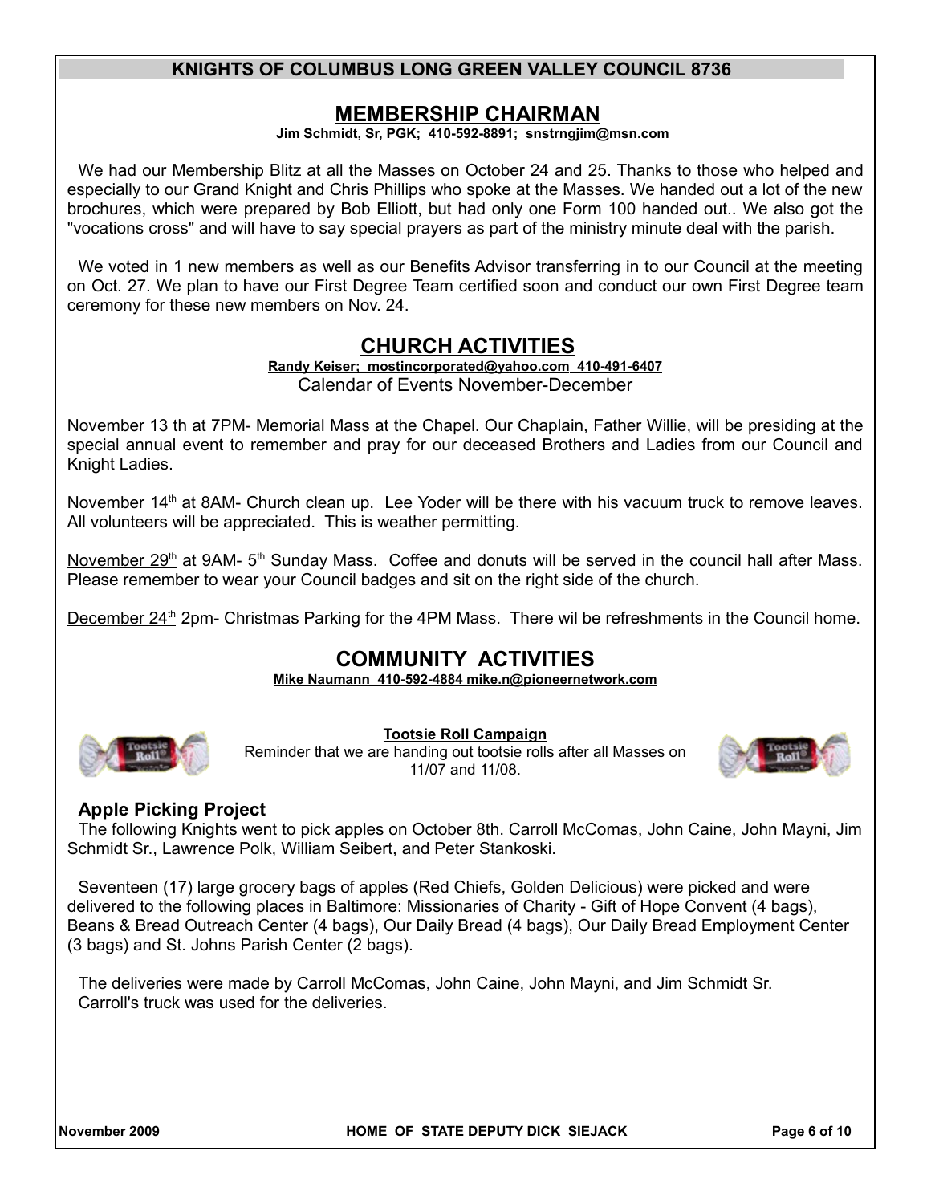**KNIGHTS OF COLUMBUS LONG GREEN VALLEY COUNCIL 8736**

## MEMBERSHIP CHAIRMAN

**Jim Schmidt, Sr, PGK; 410-592-8891; snstrngjim@msn.com**

We had our Membership Blitz at all the Masses on October 24 and 25. Thanks to those who helped and especially to our Grand Knight and Chris Phillips who spoke at the Masses. We handed out a lot of the new brochures, which were prepared by Bob Elliott, but had only one Form 100 handed out.. We also got the "vocations cross" and will have to say special prayers as part of the ministry minute deal with the parish.

We voted in 1 new members as well as our Benefits Advisor transferring in to our Council at the meeting on Oct. 27. We plan to have our First Degree Team certified soon and conduct our own First Degree team ceremony for these new members on Nov. 24.

## CHURCH ACTIVITIES

**Randy Keiser; mostincorporated@yahoo.com 410-491-6407**

Calendar of Events November-December

November 13 th at 7PM- Memorial Mass at the Chapel. Our Chaplain, Father Willie, will be presiding at the special annual event to remember and pray for our deceased Brothers and Ladies from our Council and Knight Ladies.

November 14th at 8AM- Church clean up. Lee Yoder will be there with his vacuum truck to remove leaves. All volunteers will be appreciated. This is weather permitting.

November 29th at 9AM- 5th Sunday Mass. Coffee and donuts will be served in the council hall after Mass. Please remember to wear your Council badges and sit on the right side of the church.

December 24th 2pm- Christmas Parking for the 4PM Mass. There wil be refreshments in the Council home.

## COMMUNITY ACTIVITIES

**Mike Naumann 410-592-4884 mike.n@pioneernetwork.com**

**Tootsie Roll Campaign**

Reminder that we are handing out tootsie rolls after all Masses on 11/07 and 11/08.

### Apple Picking Project

The following Knights went to pick apples on October 8th. Carroll McComas, John Caine, John Mayni, Jim Schmidt Sr., Lawrence Polk, William Seibert, and Peter Stankoski.

Seventeen (17) large grocery bags of apples (Red Chiefs, Golden Delicious) were picked and were delivered to the following places in Baltimore: Missionaries of Charity - Gift of Hope Convent (4 bags), Beans & Bread Outreach Center (4 bags), Our Daily Bread (4 bags), Our Daily Bread Employment Center (3 bags) and St. Johns Parish Center (2 bags).

The deliveries were made by Carroll McComas, John Caine, John Mayni, and Jim Schmidt Sr. Carroll's truck was used for the deliveries.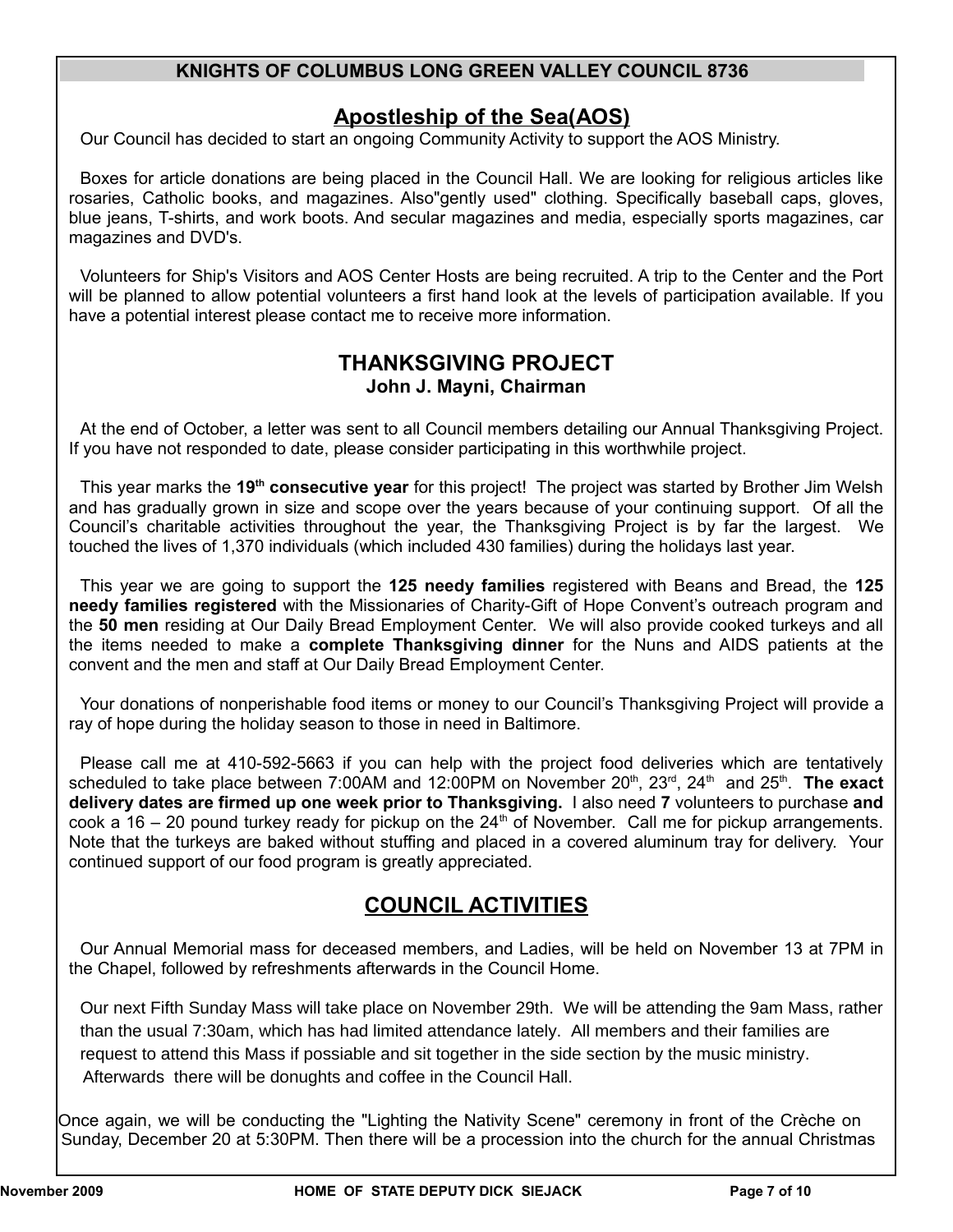## KNIGHTS OF COLUMBUS LONG GREEN VALLEY COUNCIL 8736

## Apostleship of the Sea(AOS)

Our Council has decided to start an ongoing Community Activity to support the AOS Ministry.

Boxes for article donations are being placed in the Council Hall. We are looking for religious articles like rosaries, Catholic books, and magazines. Also"gently used" clothing. Specifically baseball caps, gloves, blue jeans, T-shirts, and work boots. And secular magazines and media, especially sports magazines, car magazines and DVD's.

Volunteers for Ship's Visitors and AOS Center Hosts are being recruited. A trip to the Center and the Port will be planned to allow potential volunteers a first hand look at the levels of participation available. If you have a potential interest please contact me to receive more information.

## THANKSGIVING PROJECT

### John J. Mayni, Chairman

At the end of October, a letter was sent to all Council members detailing our Annual Thanksgiving Project. If you have not responded to date, please consider participating in this worthwhile project.

This year marks the **19th consecutive year** for this project! The project was started by Brother Jim Welsh and has gradually grown in size and scope over the years because of your continuing support. Of all the Council's charitable activities throughout the year, the Thanksgiving Project is by far the largest. We touched the lives of 1,370 individuals (which included 430 families) during the holidays last year.

This year we are going to support the **125 needy families** registered with Beans and Bread, the **125 needy families registered** with the Missionaries of Charity-Gift of Hope Convent's outreach program and the **50 men** residing at Our Daily Bread Employment Center. We will also provide cooked turkeys and all the items needed to make a **complete Thanksgiving dinner** for the Nuns and AIDS patients at the convent and the men and staff at Our Daily Bread Employment Center.

Your donations of nonperishable food items or money to our Council's Thanksgiving Project will provide a ray of hope during the holiday season to those in need in Baltimore.

Please call me at 410-592-5663 if you can help with the project food deliveries which are tentatively scheduled to take place between 7:00AM and 12:00PM on November 20th, 23rd, 24th and 25th. **The exact delivery dates are firmed up one week prior to Thanksgiving.** I also need **7** volunteers to purchase **and** cook a 16 – 20 pound turkey ready for pickup on the 24th of November. Call me for pickup arrangements. Note that the turkeys are baked without stuffing and placed in a covered aluminum tray for delivery. Your continued support of our food program is greatly appreciated.

## COUNCIL ACTIVITIES

Our Annual Memorial mass for deceased members, and Ladies, will be held on November 13 at 7PM in the Chapel, followed by refreshments afterwards in the Council Home.

Our next Fifth Sunday Mass will take place on November 29th. We will be attending the 9am Mass, rather than the usual 7:30am, which has had limited attendance lately. All members and their families are request to attend this Mass if possiable and sit together in the side section by the music ministry. Afterwards there will be donughts and coffee in the Council Hall.

Once again, we will be conducting the "Lighting the Nativity Scene" ceremony in front of the Crèche on Sunday, December 20 at 5:30PM. Then there will be a procession into the church for the annual Christmas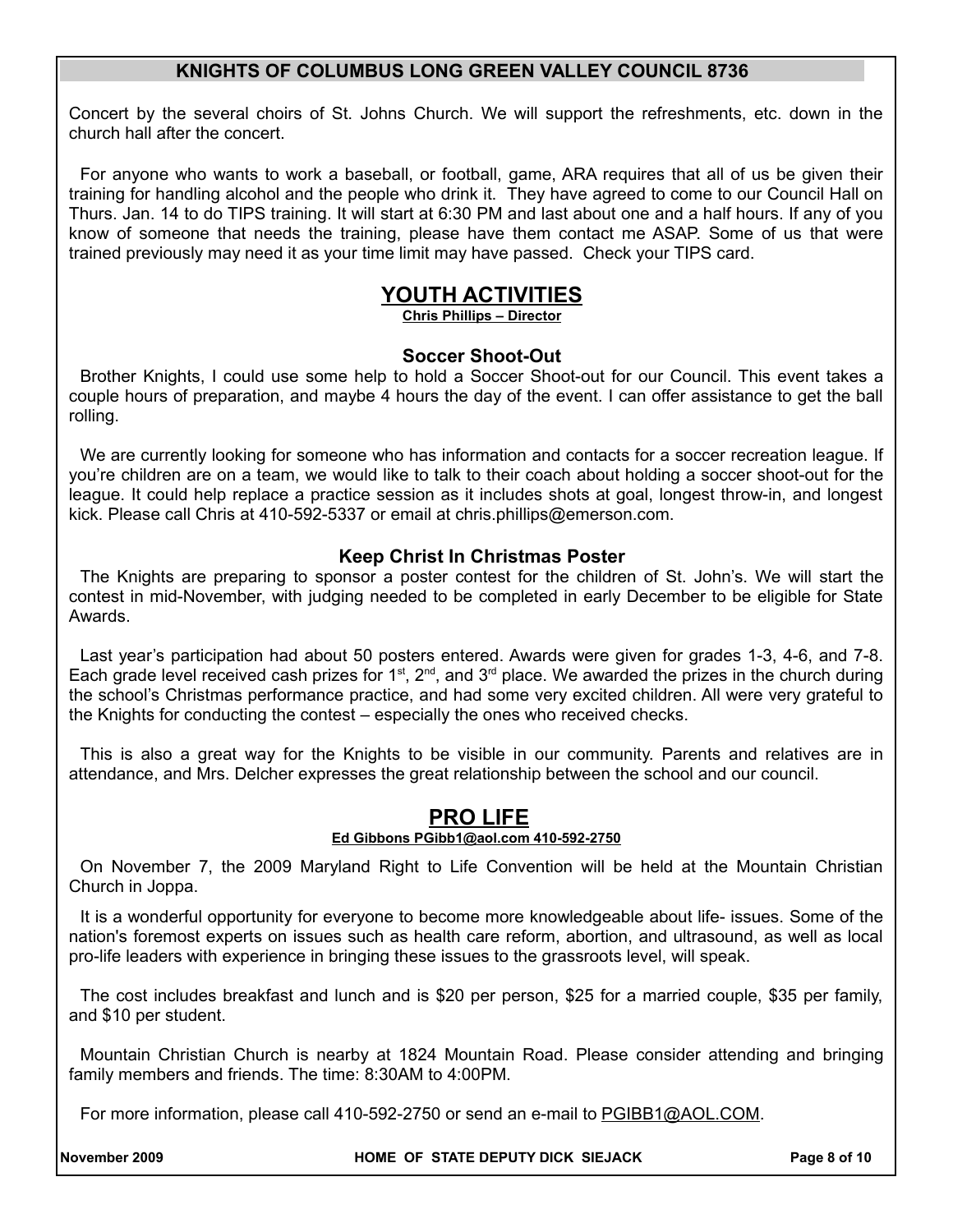## KNIGHTS OF COLUMBUS LONG GREEN VALLEY COUNCIL 8736

Concert by the several choirs of St. Johns Church. We will support the refreshments, etc. down in the church hall after the concert.

For anyone who wants to work a baseball, or football, game, ARA requires that all of us be given their training for handling alcohol and the people who drink it. They have agreed to come to our Council Hall on Thurs. Jan. 14 to do TIPS training. It will start at 6:30 PM and last about one and a half hours. If any of you know of someone that needs the training, please have them contact me ASAP. Some of us that were trained previously may need it as your time limit may have passed. Check your TIPS card.

## YOUTH ACTIVITIES

**Chris Phillips – Director**

### Soccer Shoot-Out

Brother Knights, I could use some help to hold a Soccer Shoot-out for our Council. This event takes a couple hours of preparation, and maybe 4 hours the day of the event. I can offer assistance to get the ball rolling.

We are currently looking for someone who has information and contacts for a soccer recreation league. If you're children are on a team, we would like to talk to their coach about holding a soccer shoot-out for the league. It could help replace a practice session as it includes shots at goal, longest throw-in, and longest kick. Please call Chris at 410-592-5337 or email at chris.phillips@emerson.com.

### Keep Christ In Christmas Poster

The Knights are preparing to sponsor a poster contest for the children of St. John's. We will start the contest in mid-November, with judging needed to be completed in early December to be eligible for State Awards.

Last year's participation had about 50 posters entered. Awards were given for grades 1-3, 4-6, and 7-8. Each grade level received cash prizes for 1st, 2nd, and 3rd place. We awarded the prizes in the church during the school's Christmas performance practice, and had some very excited children. All were very grateful to the Knights for conducting the contest – especially the ones who received checks.

This is also a great way for the Knights to be visible in our community. Parents and relatives are in attendance, and Mrs. Delcher expresses the great relationship between the school and our council.

## PRO LIFE

**Ed Gibbons PGibb1@aol.com 410-592-2750**

On November 7, the 2009 Maryland Right to Life Convention will be held at the Mountain Christian Church in Joppa.

It is a wonderful opportunity for everyone to become more knowledgeable about life- issues. Some of the nation's foremost experts on issues such as health care reform, abortion, and ultrasound, as well as local pro-life leaders with experience in bringing these issues to the grassroots level, will speak.

The cost includes breakfast and lunch and is $20 per person, $25 for a married couple, $35 per family, and $10 per student.

Mountain Christian Church is nearby at 1824 Mountain Road. Please consider attending and bringing family members and friends. The time: 8:30AM to 4:00PM.

For more information, please call 410-592-2750 or send an e-mail to PGIBB1@AOL.COM.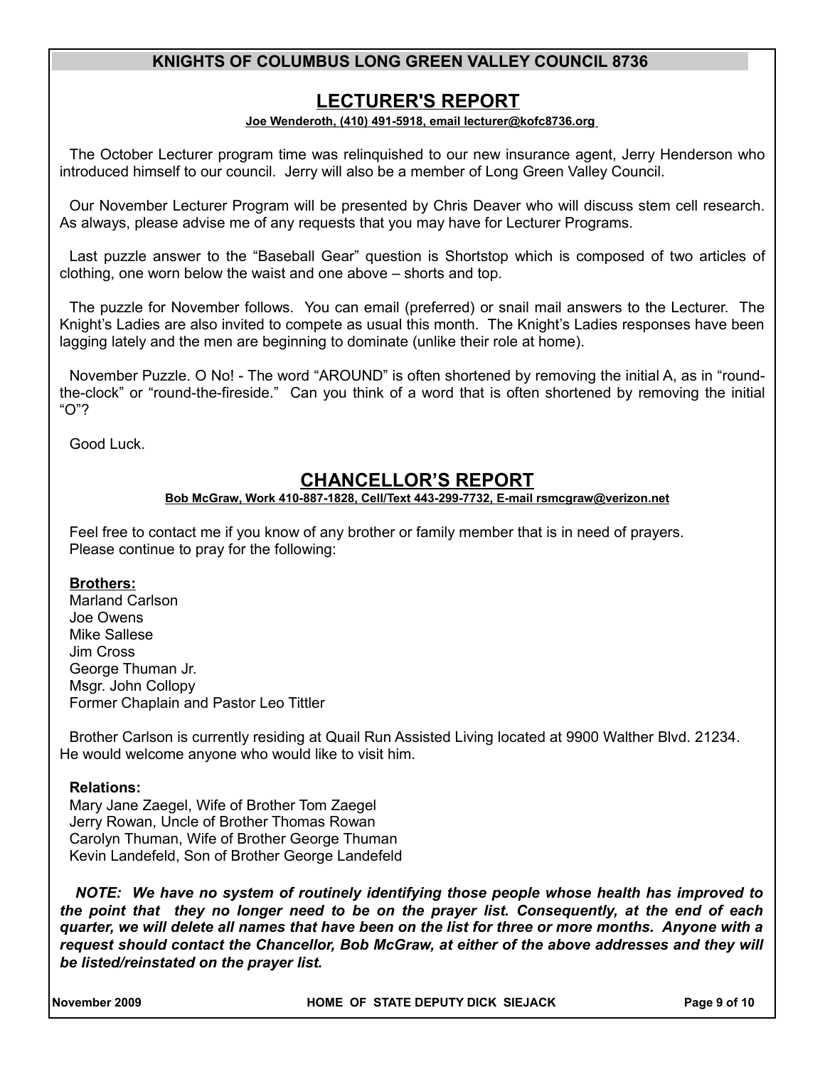KNIGHTS OF COLUMBUS LONG GREEN VALLEY COUNCIL 8736

## LECTURER'S REPORT

**Joe Wenderoth, (410) 491-5918, email lecturer@kofc8736.org**

The October Lecturer program time was relinquished to our new insurance agent, Jerry Henderson who introduced himself to our council. Jerry will also be a member of Long Green Valley Council.

Our November Lecturer Program will be presented by Chris Deaver who will discuss stem cell research. As always, please advise me of any requests that you may have for Lecturer Programs.

Last puzzle answer to the “Baseball Gear” question is Shortstop which is composed of two articles of clothing, one worn below the waist and one above – shorts and top.

The puzzle for November follows. You can email (preferred) or snail mail answers to the Lecturer. The Knight’s Ladies are also invited to compete as usual this month. The Knight’s Ladies responses have been lagging lately and the men are beginning to dominate (unlike their role at home).

November Puzzle. O No! - The word “AROUND” is often shortened by removing the initial A, as in “round-the-clock” or “round-the-fireside.” Can you think of a word that is often shortened by removing the initial “O”?

Good Luck.

## CHANCELLOR’S REPORT

**Bob McGraw, Work 410-887-1828, Cell/Text 443-299-7732, E-mail rsmcgraw@verizon.net**

Feel free to contact me if you know of any brother or family member that is in need of prayers.
Please continue to pray for the following:

**Brothers:**

Marland Carlson
Joe Owens
Mike Sallese
Jim Cross
George Thuman Jr.
Msgr. John Collopy
Former Chaplain and Pastor Leo Tittler

Brother Carlson is currently residing at Quail Run Assisted Living located at 9900 Walther Blvd. 21234. He would welcome anyone who would like to visit him.

**Relations:**

Mary Jane Zaegel, Wife of Brother Tom Zaegel
Jerry Rowan, Uncle of Brother Thomas Rowan
Carolyn Thuman, Wife of Brother George Thuman
Kevin Landefeld, Son of Brother George Landefeld

***NOTE: We have no system of routinely identifying those people whose health has improved to the point that they no longer need to be on the prayer list. Consequently, at the end of each quarter, we will delete all names that have been on the list for three or more months. Anyone with a request should contact the Chancellor, Bob McGraw, at either of the above addresses and they will be listed/reinstated on the prayer list.***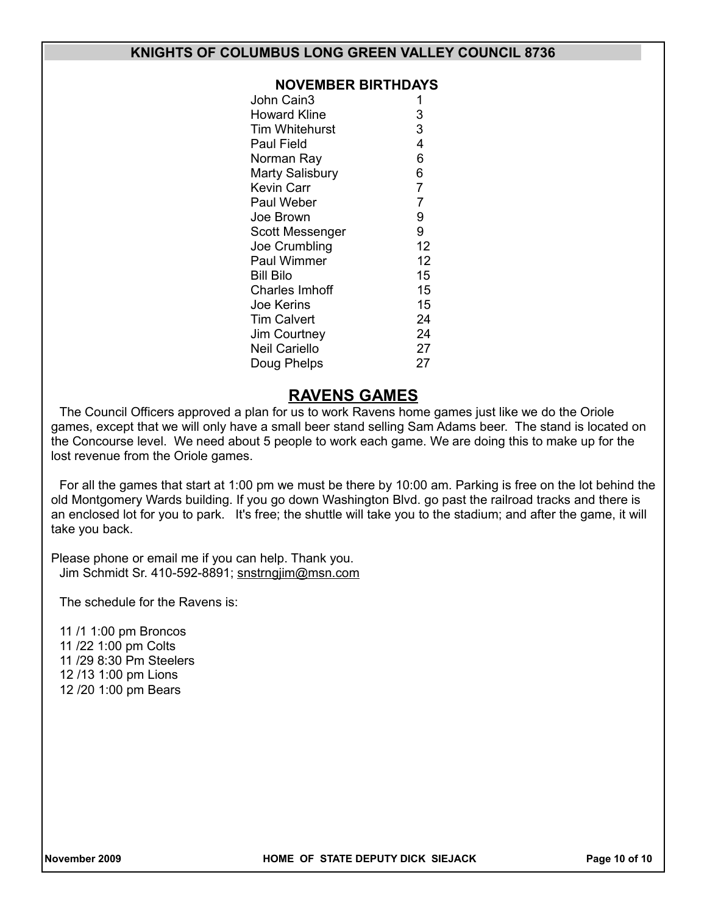## KNIGHTS OF COLUMBUS LONG GREEN VALLEY COUNCIL 8736

### NOVEMBER BIRTHDAYS

| Name | Day |
|---|---|
| John Cain3 | 1 |
| Howard Kline | 3 |
| Tim Whitehurst | 3 |
| Paul Field | 4 |
| Norman Ray | 6 |
| Marty Salisbury | 6 |
| Kevin Carr | 7 |
| Paul Weber | 7 |
| Joe Brown | 9 |
| Scott Messenger | 9 |
| Joe Crumbling | 12 |
| Paul Wimmer | 12 |
| Bill Bilo | 15 |
| Charles Imhoff | 15 |
| Joe Kerins | 15 |
| Tim Calvert | 24 |
| Jim Courtney | 24 |
| Neil Cariello | 27 |
| Doug Phelps | 27 |

## RAVENS GAMES

The Council Officers approved a plan for us to work Ravens home games just like we do the Oriole games, except that we will only have a small beer stand selling Sam Adams beer. The stand is located on the Concourse level. We need about 5 people to work each game. We are doing this to make up for the lost revenue from the Oriole games.

For all the games that start at 1:00 pm we must be there by 10:00 am. Parking is free on the lot behind the old Montgomery Wards building. If you go down Washington Blvd. go past the railroad tracks and there is an enclosed lot for you to park. It's free; the shuttle will take you to the stadium; and after the game, it will take you back.

Please phone or email me if you can help. Thank you.
Jim Schmidt Sr. 410-592-8891; snstrngjim@msn.com

The schedule for the Ravens is:

11 /1 1:00 pm Broncos
11 /22 1:00 pm Colts
11 /29 8:30 Pm Steelers
12 /13 1:00 pm Lions
12 /20 1:00 pm Bears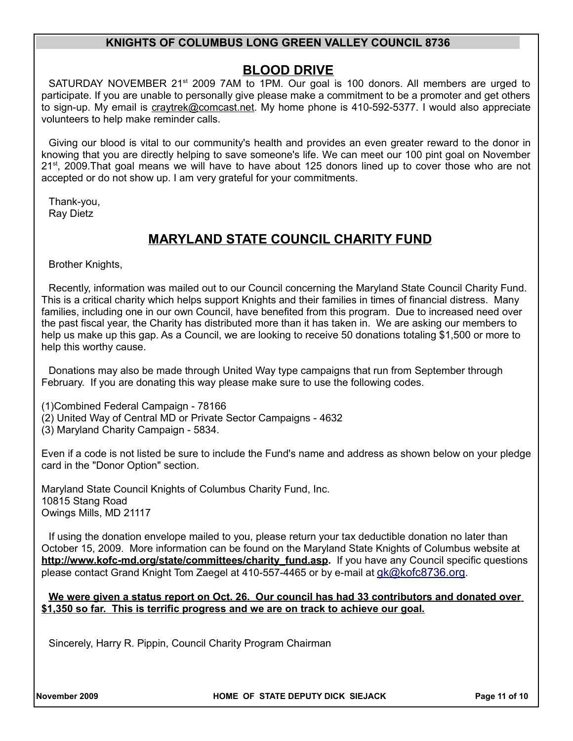# BLOOD DRIVE

SATURDAY NOVEMBER 21st 2009 7AM to 1PM. Our goal is 100 donors. All members are urged to participate. If you are unable to personally give please make a commitment to be a promoter and get others to sign-up. My email is craytrek@comcast.net. My home phone is 410-592-5377. I would also appreciate volunteers to help make reminder calls.

Giving our blood is vital to our community's health and provides an even greater reward to the donor in knowing that you are directly helping to save someone's life. We can meet our 100 pint goal on November 21st, 2009.That goal means we will have to have about 125 donors lined up to cover those who are not accepted or do not show up. I am very grateful for your commitments.

Thank-you,
Ray Dietz

# MARYLAND STATE COUNCIL CHARITY FUND

Brother Knights,

Recently, information was mailed out to our Council concerning the Maryland State Council Charity Fund. This is a critical charity which helps support Knights and their families in times of financial distress. Many families, including one in our own Council, have benefited from this program. Due to increased need over the past fiscal year, the Charity has distributed more than it has taken in. We are asking our members to help us make up this gap. As a Council, we are looking to receive 50 donations totaling $1,500 or more to help this worthy cause.

Donations may also be made through United Way type campaigns that run from September through February. If you are donating this way please make sure to use the following codes.

(1)Combined Federal Campaign - 78166
(2) United Way of Central MD or Private Sector Campaigns - 4632
(3) Maryland Charity Campaign - 5834.

Even if a code is not listed be sure to include the Fund's name and address as shown below on your pledge card in the "Donor Option" section.

Maryland State Council Knights of Columbus Charity Fund, Inc.
10815 Stang Road
Owings Mills, MD 21117

If using the donation envelope mailed to you, please return your tax deductible donation no later than October 15, 2009. More information can be found on the Maryland State Knights of Columbus website at **http://www.kofc-md.org/state/committees/charity_fund.asp.** If you have any Council specific questions please contact Grand Knight Tom Zaegel at 410-557-4465 or by e-mail at gk@kofc8736.org.

**We were given a status report on Oct. 26. Our council has had 33 contributors and donated over $1,350 so far. This is terrific progress and we are on track to achieve our goal.**

Sincerely, Harry R. Pippin, Council Charity Program Chairman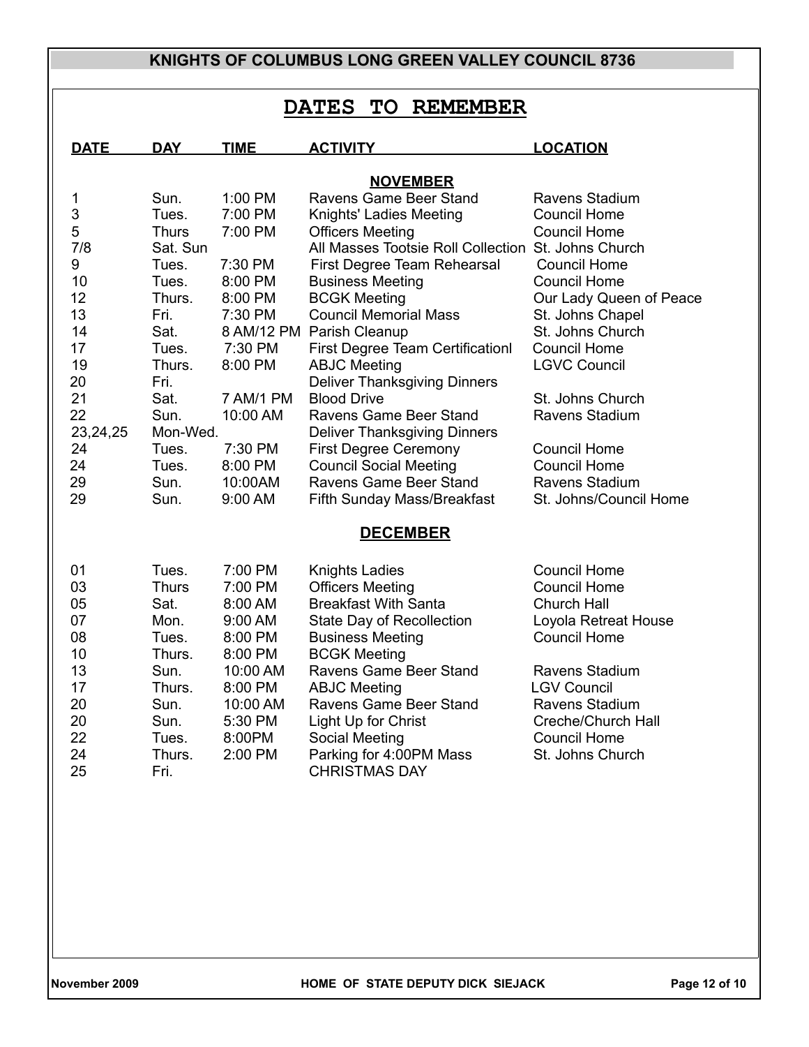# DATES TO REMEMBER

| DATE | DAY | TIME | ACTIVITY | LOCATION |
|---|---|---|---|---|
| | | | **NOVEMBER** | |
| 1 | Sun. | 1:00 PM | Ravens Game Beer Stand | Ravens Stadium |
| 3 | Tues. | 7:00 PM | Knights' Ladies Meeting | Council Home |
| 5 | Thurs | 7:00 PM | Officers Meeting | Council Home |
| 7/8 | Sat. Sun | | All Masses Tootsie Roll Collection | St. Johns Church |
| 9 | Tues. | 7:30 PM | First Degree Team Rehearsal | Council Home |
| 10 | Tues. | 8:00 PM | Business Meeting | Council Home |
| 12 | Thurs. | 8:00 PM | BCGK Meeting | Our Lady Queen of Peace |
| 13 | Fri. | 7:30 PM | Council Memorial Mass | St. Johns Chapel |
| 14 | Sat. | 8 AM/12 PM | Parish Cleanup | St. Johns Church |
| 17 | Tues. | 7:30 PM | First Degree Team Certificationl | Council Home |
| 19 | Thurs. | 8:00 PM | ABJC Meeting | LGVC Council |
| 20 | Fri. | | Deliver Thanksgiving Dinners | |
| 21 | Sat. | 7 AM/1 PM | Blood Drive | St. Johns Church |
| 22 | Sun. | 10:00 AM | Ravens Game Beer Stand | Ravens Stadium |
| 23,24,25 | Mon-Wed. | | Deliver Thanksgiving Dinners | |
| 24 | Tues. | 7:30 PM | First Degree Ceremony | Council Home |
| 24 | Tues. | 8:00 PM | Council Social Meeting | Council Home |
| 29 | Sun. | 10:00AM | Ravens Game Beer Stand | Ravens Stadium |
| 29 | Sun. | 9:00 AM | Fifth Sunday Mass/Breakfast | St. Johns/Council Home |
| | | | **DECEMBER** | |
| 01 | Tues. | 7:00 PM | Knights Ladies | Council Home |
| 03 | Thurs | 7:00 PM | Officers Meeting | Council Home |
| 05 | Sat. | 8:00 AM | Breakfast With Santa | Church Hall |
| 07 | Mon. | 9:00 AM | State Day of Recollection | Loyola Retreat House |
| 08 | Tues. | 8:00 PM | Business Meeting | Council Home |
| 10 | Thurs. | 8:00 PM | BCGK Meeting | |
| 13 | Sun. | 10:00 AM | Ravens Game Beer Stand | Ravens Stadium |
| 17 | Thurs. | 8:00 PM | ABJC Meeting | LGV Council |
| 20 | Sun. | 10:00 AM | Ravens Game Beer Stand | Ravens Stadium |
| 20 | Sun. | 5:30 PM | Light Up for Christ | Creche/Church Hall |
| 22 | Tues. | 8:00PM | Social Meeting | Council Home |
| 24 | Thurs. | 2:00 PM | Parking for 4:00PM Mass | St. Johns Church |
| 25 | Fri. | | CHRISTMAS DAY | |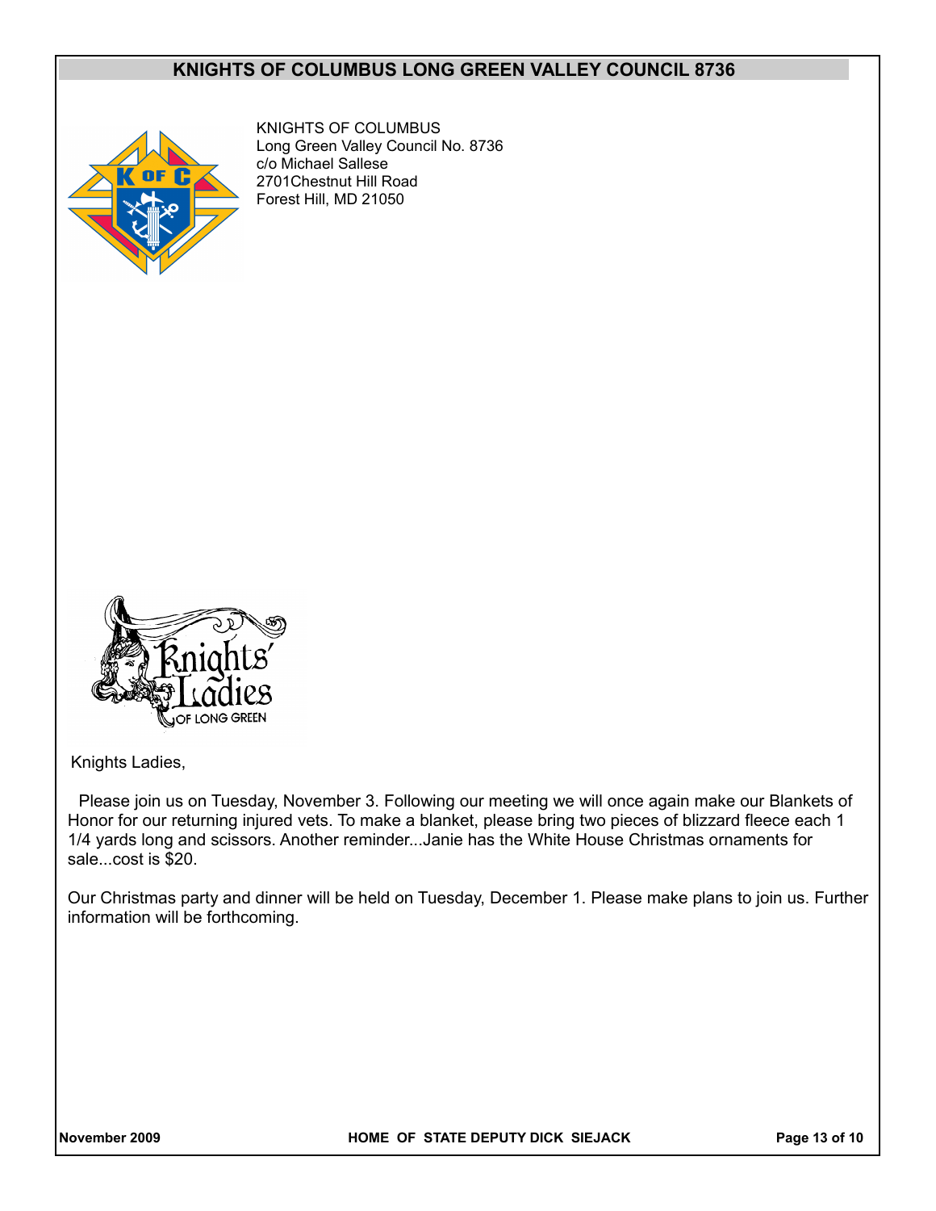## KNIGHTS OF COLUMBUS LONG GREEN VALLEY COUNCIL 8736

KNIGHTS OF COLUMBUS
Long Green Valley Council No. 8736
c/o Michael Sallese
2701Chestnut Hill Road
Forest Hill, MD 21050

Knights Ladies,

Please join us on Tuesday, November 3. Following our meeting we will once again make our Blankets of Honor for our returning injured vets. To make a blanket, please bring two pieces of blizzard fleece each 1 1/4 yards long and scissors. Another reminder...Janie has the White House Christmas ornaments for sale...cost is $20.

Our Christmas party and dinner will be held on Tuesday, December 1. Please make plans to join us. Further information will be forthcoming.